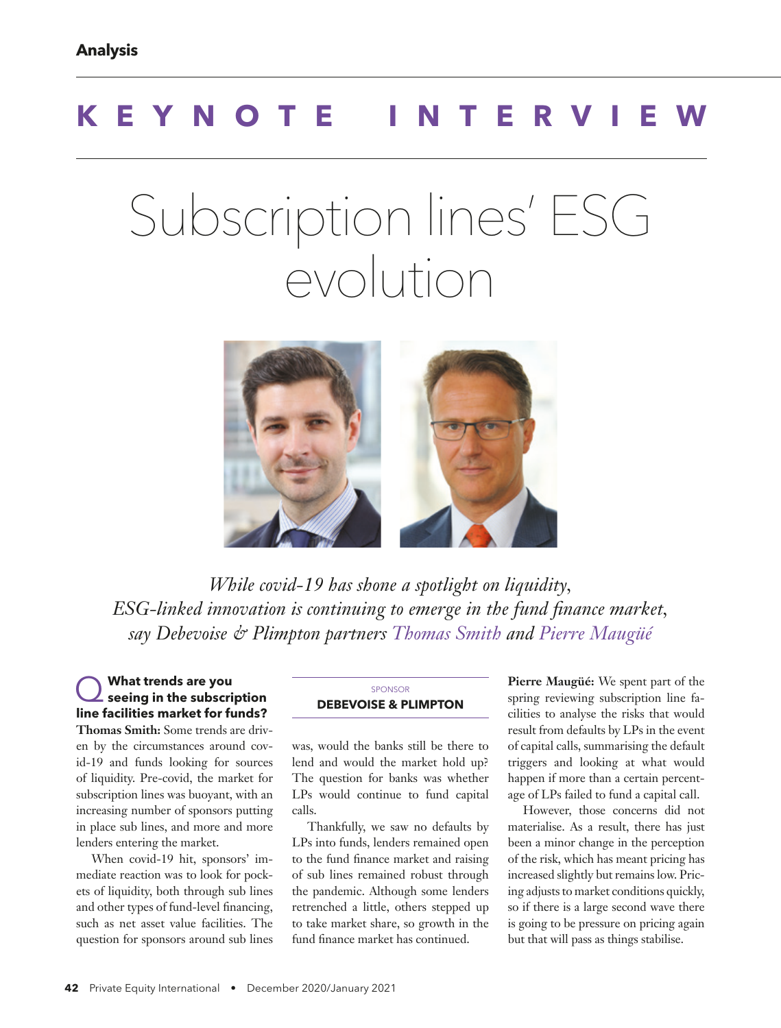Analysis

# KEYNOTE INTERVIEW

# Subscription lines' ESG evolution

*While covid-19 has shone a spotlight on liquidity, ESG-linked innovation is continuing to emerge in the fund finance market, say Debevoise & Plimpton partners Thomas Smith and Pierre Maugüé*

SPONSOR
**DEBEVOISE & PLIMPTON**

**Q What trends are you seeing in the subscription line facilities market for funds?**

**Thomas Smith:** Some trends are driven by the circumstances around covid-19 and funds looking for sources of liquidity. Pre-covid, the market for subscription lines was buoyant, with an increasing number of sponsors putting in place sub lines, and more and more lenders entering the market.

When covid-19 hit, sponsors' immediate reaction was to look for pockets of liquidity, both through sub lines and other types of fund-level financing, such as net asset value facilities. The question for sponsors around sub lines was, would the banks still be there to lend and would the market hold up? The question for banks was whether LPs would continue to fund capital calls.

Thankfully, we saw no defaults by LPs into funds, lenders remained open to the fund finance market and raising of sub lines remained robust through the pandemic. Although some lenders retrenched a little, others stepped up to take market share, so growth in the fund finance market has continued.

**Pierre Maugüé:** We spent part of the spring reviewing subscription line facilities to analyse the risks that would result from defaults by LPs in the event of capital calls, summarising the default triggers and looking at what would happen if more than a certain percentage of LPs failed to fund a capital call.

However, those concerns did not materialise. As a result, there has just been a minor change in the perception of the risk, which has meant pricing has increased slightly but remains low. Pricing adjusts to market conditions quickly, so if there is a large second wave there is going to be pressure on pricing again but that will pass as things stabilise.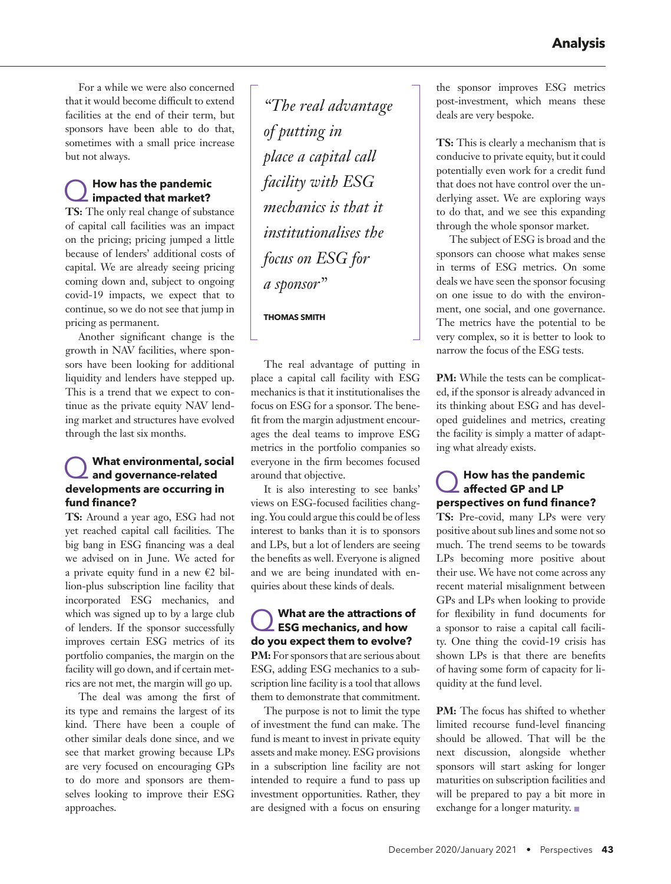For a while we were also concerned that it would become difficult to extend facilities at the end of their term, but sponsors have been able to do that, sometimes with a small price increase but not always.

## How has the pandemic impacted that market?

**TS:** The only real change of substance of capital call facilities was an impact on the pricing; pricing jumped a little because of lenders' additional costs of capital. We are already seeing pricing coming down and, subject to ongoing covid-19 impacts, we expect that to continue, so we do not see that jump in pricing as permanent.

Another significant change is the growth in NAV facilities, where sponsors have been looking for additional liquidity and lenders have stepped up. This is a trend that we expect to continue as the private equity NAV lending market and structures have evolved through the last six months.

## What environmental, social and governance-related developments are occurring in fund finance?

**TS:** Around a year ago, ESG had not yet reached capital call facilities. The big bang in ESG financing was a deal we advised on in June. We acted for a private equity fund in a new €2 billion-plus subscription line facility that incorporated ESG mechanics, and which was signed up to by a large club of lenders. If the sponsor successfully improves certain ESG metrics of its portfolio companies, the margin on the facility will go down, and if certain metrics are not met, the margin will go up.

The deal was among the first of its type and remains the largest of its kind. There have been a couple of other similar deals done since, and we see that market growing because LPs are very focused on encouraging GPs to do more and sponsors are themselves looking to improve their ESG approaches.

> *"The real advantage of putting in place a capital call facility with ESG mechanics is that it institutionalises the focus on ESG for a sponsor"*
>
> **THOMAS SMITH**

The real advantage of putting in place a capital call facility with ESG mechanics is that it institutionalises the focus on ESG for a sponsor. The benefit from the margin adjustment encourages the deal teams to improve ESG metrics in the portfolio companies so everyone in the firm becomes focused around that objective.

It is also interesting to see banks' views on ESG-focused facilities changing. You could argue this could be of less interest to banks than it is to sponsors and LPs, but a lot of lenders are seeing the benefits as well. Everyone is aligned and we are being inundated with enquiries about these kinds of deals.

## What are the attractions of ESG mechanics, and how do you expect them to evolve?

**PM:** For sponsors that are serious about ESG, adding ESG mechanics to a subscription line facility is a tool that allows them to demonstrate that commitment.

The purpose is not to limit the type of investment the fund can make. The fund is meant to invest in private equity assets and make money. ESG provisions in a subscription line facility are not intended to require a fund to pass up investment opportunities. Rather, they are designed with a focus on ensuring the sponsor improves ESG metrics post-investment, which means these deals are very bespoke.

**TS:** This is clearly a mechanism that is conducive to private equity, but it could potentially even work for a credit fund that does not have control over the underlying asset. We are exploring ways to do that, and we see this expanding through the whole sponsor market.

The subject of ESG is broad and the sponsors can choose what makes sense in terms of ESG metrics. On some deals we have seen the sponsor focusing on one issue to do with the environment, one social, and one governance. The metrics have the potential to be very complex, so it is better to look to narrow the focus of the ESG tests.

**PM:** While the tests can be complicated, if the sponsor is already advanced in its thinking about ESG and has developed guidelines and metrics, creating the facility is simply a matter of adapting what already exists.

## How has the pandemic affected GP and LP perspectives on fund finance?

**TS:** Pre-covid, many LPs were very positive about sub lines and some not so much. The trend seems to be towards LPs becoming more positive about their use. We have not come across any recent material misalignment between GPs and LPs when looking to provide for flexibility in fund documents for a sponsor to raise a capital call facility. One thing the covid-19 crisis has shown LPs is that there are benefits of having some form of capacity for liquidity at the fund level.

**PM:** The focus has shifted to whether limited recourse fund-level financing should be allowed. That will be the next discussion, alongside whether sponsors will start asking for longer maturities on subscription facilities and will be prepared to pay a bit more in exchange for a longer maturity. ■